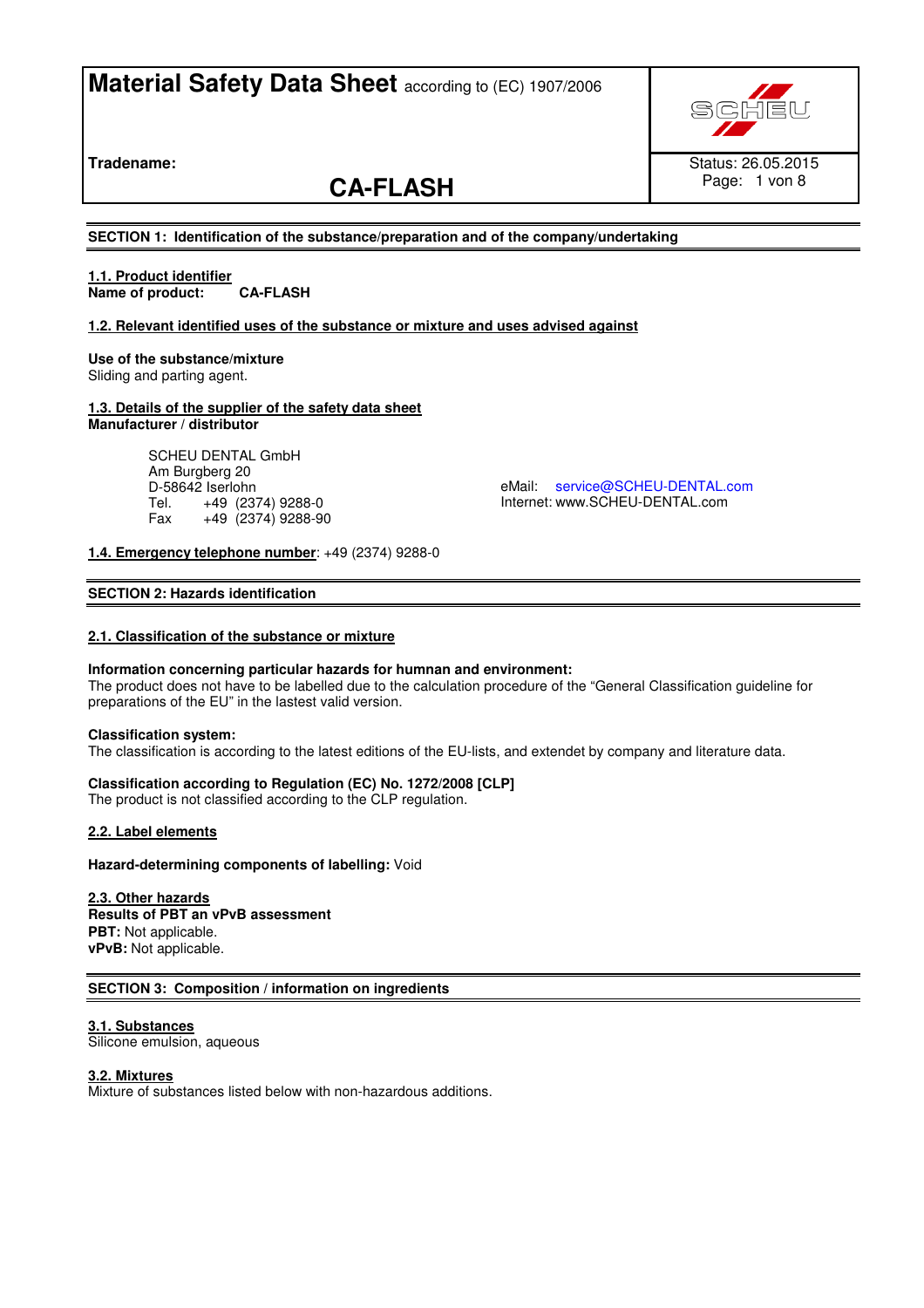# Material Safety Data Sheet according to (EC) 1907/2006

**Tradename:** **CA-FLASH**

Status: 26.05.2015

## SECTION 1: Identification of the substance/preparation and of the company/undertaking

**1.1. Product identifier**
**Name of product:** **CA-FLASH**

**1.2. Relevant identified uses of the substance or mixture and uses advised against**

**Use of the substance/mixture**
Sliding and parting agent.

**1.3. Details of the supplier of the safety data sheet**
**Manufacturer / distributor**

SCHEU DENTAL GmbH
Am Burgberg 20
D-58642 Iserlohn
Tel. +49 (2374) 9288-0
Fax +49 (2374) 9288-90

eMail: service@SCHEU-DENTAL.com
Internet: www.SCHEU-DENTAL.com

**1.4. Emergency telephone number**: +49 (2374) 9288-0

## SECTION 2: Hazards identification

**2.1. Classification of the substance or mixture**

**Information concerning particular hazards for humnan and environment:**
The product does not have to be labelled due to the calculation procedure of the "General Classification guideline for preparations of the EU" in the lastest valid version.

**Classification system:**
The classification is according to the latest editions of the EU-lists, and extendet by company and literature data.

**Classification according to Regulation (EC) No. 1272/2008 [CLP]**
The product is not classified according to the CLP regulation.

**2.2. Label elements**

**Hazard-determining components of labelling:** Void

**2.3. Other hazards**
**Results of PBT an vPvB assessment**
**PBT:** Not applicable.
**vPvB:** Not applicable.

## SECTION 3: Composition / information on ingredients

**3.1. Substances**
Silicone emulsion, aqueous

**3.2. Mixtures**
Mixture of substances listed below with non-hazardous additions.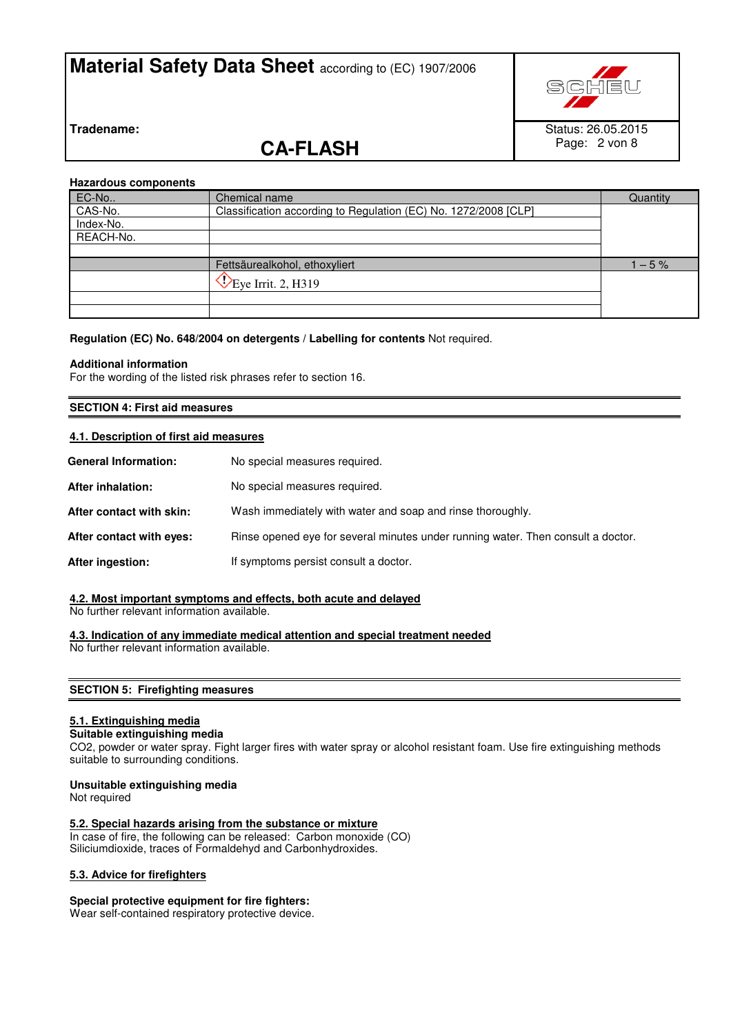**Hazardous components**

| EC-No.. | Chemical name | Quantity |
|---|---|---|
| CAS-No. | Classification according to Regulation (EC) No. 1272/2008 [CLP] | |
| Index-No. | | |
| REACH-No. | | |
| | | |
| | Fettsäurealkohol, ethoxyliert | 1 – 5 % |
| | Eye Irrit. 2, H319 | |
| | | |
| | | |

**Regulation (EC) No. 648/2004 on detergents / Labelling for contents** Not required.

**Additional information**
For the wording of the listed risk phrases refer to section 16.

## SECTION 4: First aid measures

### 4.1. Description of first aid measures

**General Information:** No special measures required.

**After inhalation:** No special measures required.

**After contact with skin:** Wash immediately with water and soap and rinse thoroughly.

**After contact with eyes:** Rinse opened eye for several minutes under running water. Then consult a doctor.

**After ingestion:** If symptoms persist consult a doctor.

### 4.2. Most important symptoms and effects, both acute and delayed
No further relevant information available.

### 4.3. Indication of any immediate medical attention and special treatment needed
No further relevant information available.

## SECTION 5: Firefighting measures

### 5.1. Extinguishing media
**Suitable extinguishing media**
CO2, powder or water spray. Fight larger fires with water spray or alcohol resistant foam. Use fire extinguishing methods suitable to surrounding conditions.

**Unsuitable extinguishing media**
Not required

### 5.2. Special hazards arising from the substance or mixture
In case of fire, the following can be released: Carbon monoxide (CO)
Siliciumdioxide, traces of Formaldehyd and Carbonhydroxides.

### 5.3. Advice for firefighters

**Special protective equipment for fire fighters:**
Wear self-contained respiratory protective device.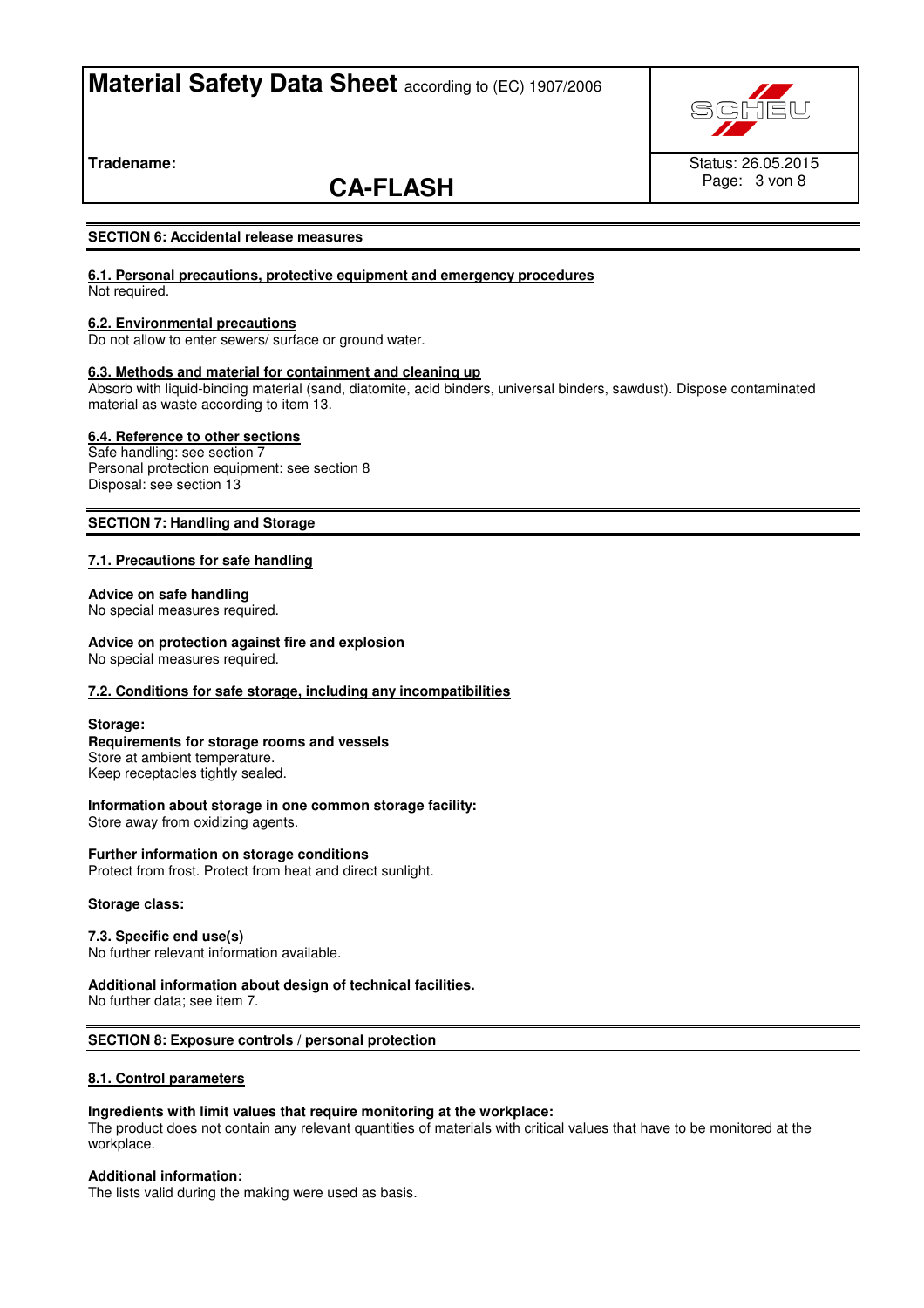## SECTION 6: Accidental release measures

### 6.1. Personal precautions, protective equipment and emergency procedures

Not required.

### 6.2. Environmental precautions

Do not allow to enter sewers/ surface or ground water.

### 6.3. Methods and material for containment and cleaning up

Absorb with liquid-binding material (sand, diatomite, acid binders, universal binders, sawdust). Dispose contaminated material as waste according to item 13.

### 6.4. Reference to other sections

Safe handling: see section 7
Personal protection equipment: see section 8
Disposal: see section 13

## SECTION 7: Handling and Storage

### 7.1. Precautions for safe handling

**Advice on safe handling**
No special measures required.

**Advice on protection against fire and explosion**
No special measures required.

### 7.2. Conditions for safe storage, including any incompatibilities

**Storage:**
**Requirements for storage rooms and vessels**
Store at ambient temperature.
Keep receptacles tightly sealed.

**Information about storage in one common storage facility:**
Store away from oxidizing agents.

**Further information on storage conditions**
Protect from frost. Protect from heat and direct sunlight.

**Storage class:**

**7.3. Specific end use(s)**
No further relevant information available.

**Additional information about design of technical facilities.**
No further data; see item 7.

## SECTION 8: Exposure controls / personal protection

### 8.1. Control parameters

**Ingredients with limit values that require monitoring at the workplace:**
The product does not contain any relevant quantities of materials with critical values that have to be monitored at the workplace.

**Additional information:**
The lists valid during the making were used as basis.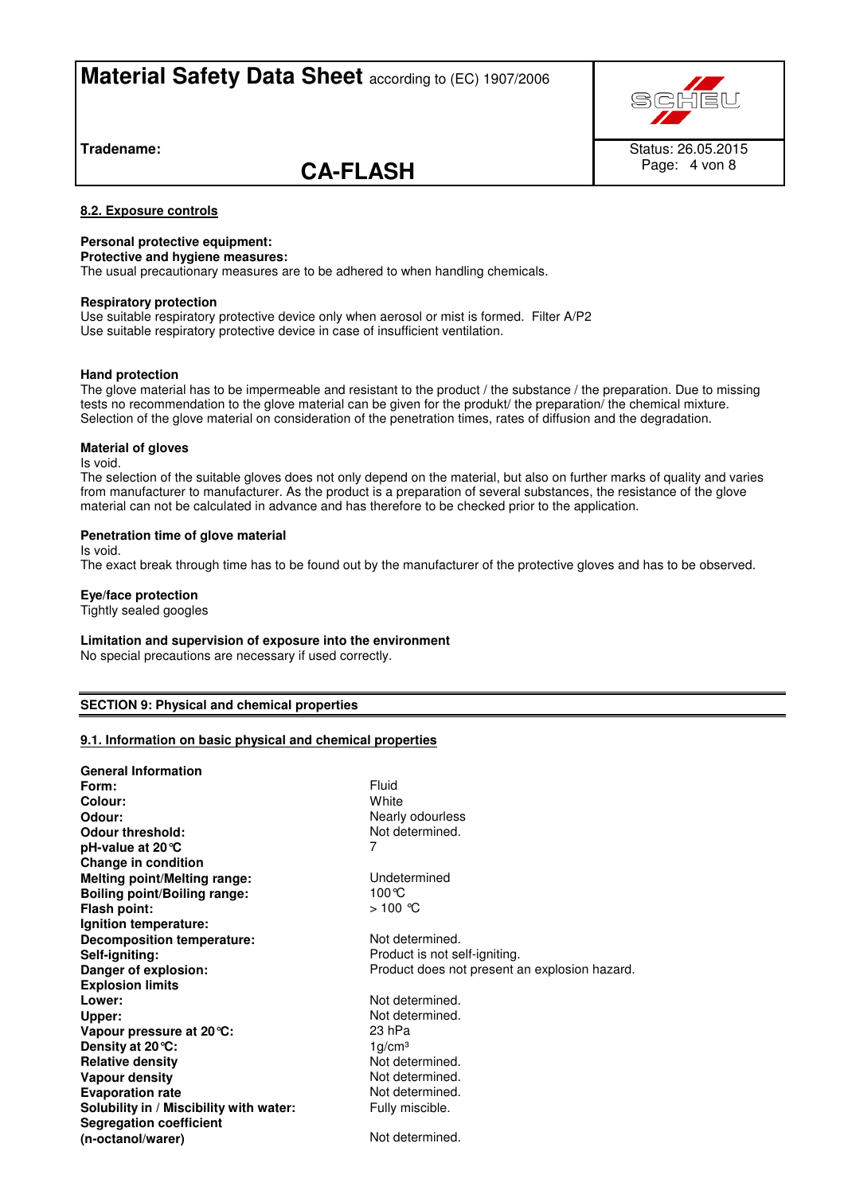#### 8.2. Exposure controls

**Personal protective equipment:**
**Protective and hygiene measures:**
The usual precautionary measures are to be adhered to when handling chemicals.

**Respiratory protection**
Use suitable respiratory protective device only when aerosol or mist is formed. Filter A/P2
Use suitable respiratory protective device in case of insufficient ventilation.

**Hand protection**
The glove material has to be impermeable and resistant to the product / the substance / the preparation. Due to missing tests no recommendation to the glove material can be given for the produkt/ the preparation/ the chemical mixture.
Selection of the glove material on consideration of the penetration times, rates of diffusion and the degradation.

**Material of gloves**
Is void.
The selection of the suitable gloves does not only depend on the material, but also on further marks of quality and varies from manufacturer to manufacturer. As the product is a preparation of several substances, the resistance of the glove material can not be calculated in advance and has therefore to be checked prior to the application.

**Penetration time of glove material**
Is void.
The exact break through time has to be found out by the manufacturer of the protective gloves and has to be observed.

**Eye/face protection**
Tightly sealed googles

**Limitation and supervision of exposure into the environment**
No special precautions are necessary if used correctly.

## SECTION 9: Physical and chemical properties

#### 9.1. Information on basic physical and chemical properties

| | |
|---|---|
| **General Information** | |
| **Form:** | Fluid |
| **Colour:** | White |
| **Odour:** | Nearly odourless |
| **Odour threshold:** | Not determined. |
| **pH-value at 20°C** | 7 |
| **Change in condition** | |
| **Melting point/Melting range:** | Undetermined |
| **Boiling point/Boiling range:** | 100°C |
| **Flash point:** | > 100 °C |
| **Ignition temperature:** | |
| **Decomposition temperature:** | Not determined. |
| **Self-igniting:** | Product is not self-igniting. |
| **Danger of explosion:** | Product does not present an explosion hazard. |
| **Explosion limits** | |
| **Lower:** | Not determined. |
| **Upper:** | Not determined. |
| **Vapour pressure at 20°C:** | 23 hPa |
| **Density at 20°C:** | 1g/cm³ |
| **Relative density** | Not determined. |
| **Vapour density** | Not determined. |
| **Evaporation rate** | Not determined. |
| **Solubility in / Miscibility with water:** | Fully miscible. |
| **Segregation coefficient (n-octanol/warer)** | Not determined. |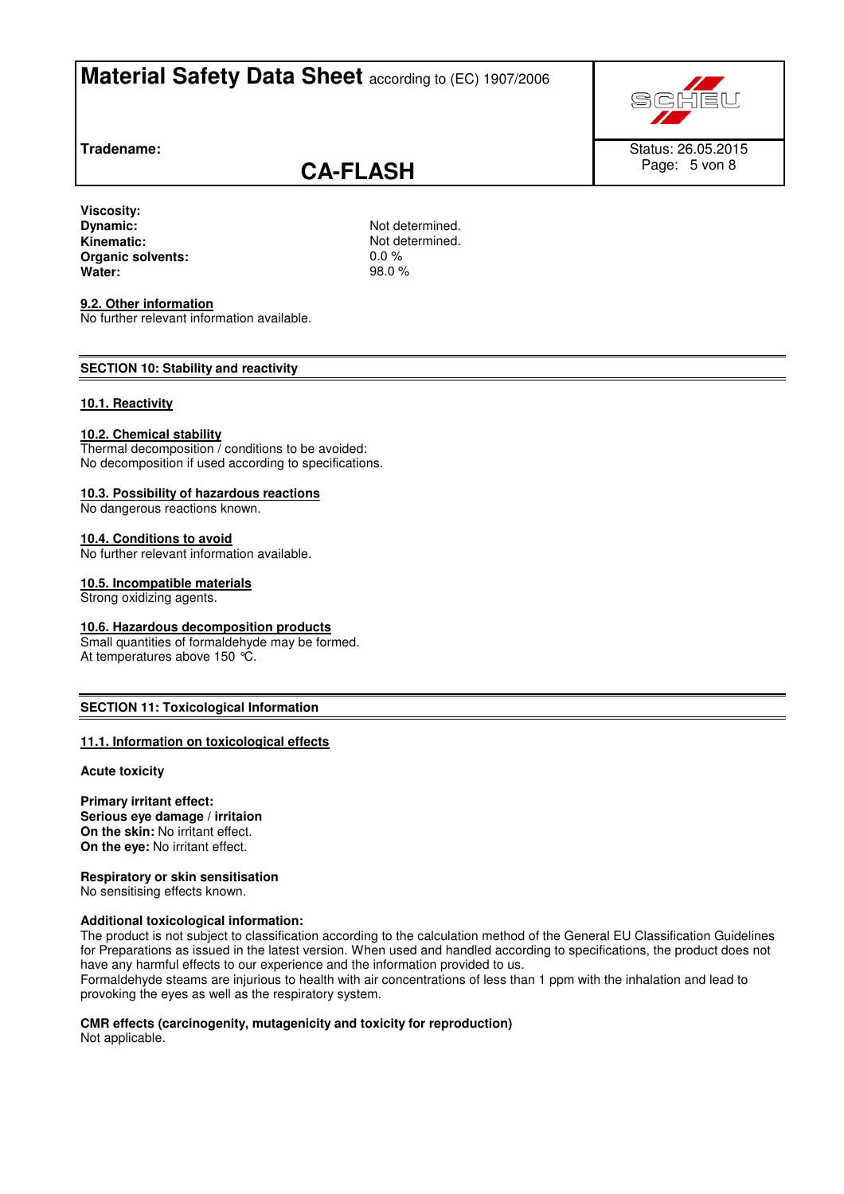**Viscosity:**

| | |
|---|---|
| **Dynamic:** | Not determined. |
| **Kinematic:** | Not determined. |
| **Organic solvents:** | 0.0 % |
| **Water:** | 98.0 % |

**9.2. Other information**

No further relevant information available.

## SECTION 10: Stability and reactivity

**10.1. Reactivity**

**10.2. Chemical stability**

Thermal decomposition / conditions to be avoided:
No decomposition if used according to specifications.

**10.3. Possibility of hazardous reactions**

No dangerous reactions known.

**10.4. Conditions to avoid**

No further relevant information available.

**10.5. Incompatible materials**

Strong oxidizing agents.

**10.6. Hazardous decomposition products**

Small quantities of formaldehyde may be formed.
At temperatures above 150 °C.

## SECTION 11: Toxicological Information

**11.1. Information on toxicological effects**

**Acute toxicity**

**Primary irritant effect:**
**Serious eye damage / irritaion**
**On the skin:** No irritant effect.
**On the eye:** No irritant effect.

**Respiratory or skin sensitisation**

No sensitising effects known.

**Additional toxicological information:**

The product is not subject to classification according to the calculation method of the General EU Classification Guidelines for Preparations as issued in the latest version. When used and handled according to specifications, the product does not have any harmful effects to our experience and the information provided to us.
Formaldehyde steams are injurious to health with air concentrations of less than 1 ppm with the inhalation and lead to provoking the eyes as well as the respiratory system.

**CMR effects (carcinogenity, mutagenicity and toxicity for reproduction)**

Not applicable.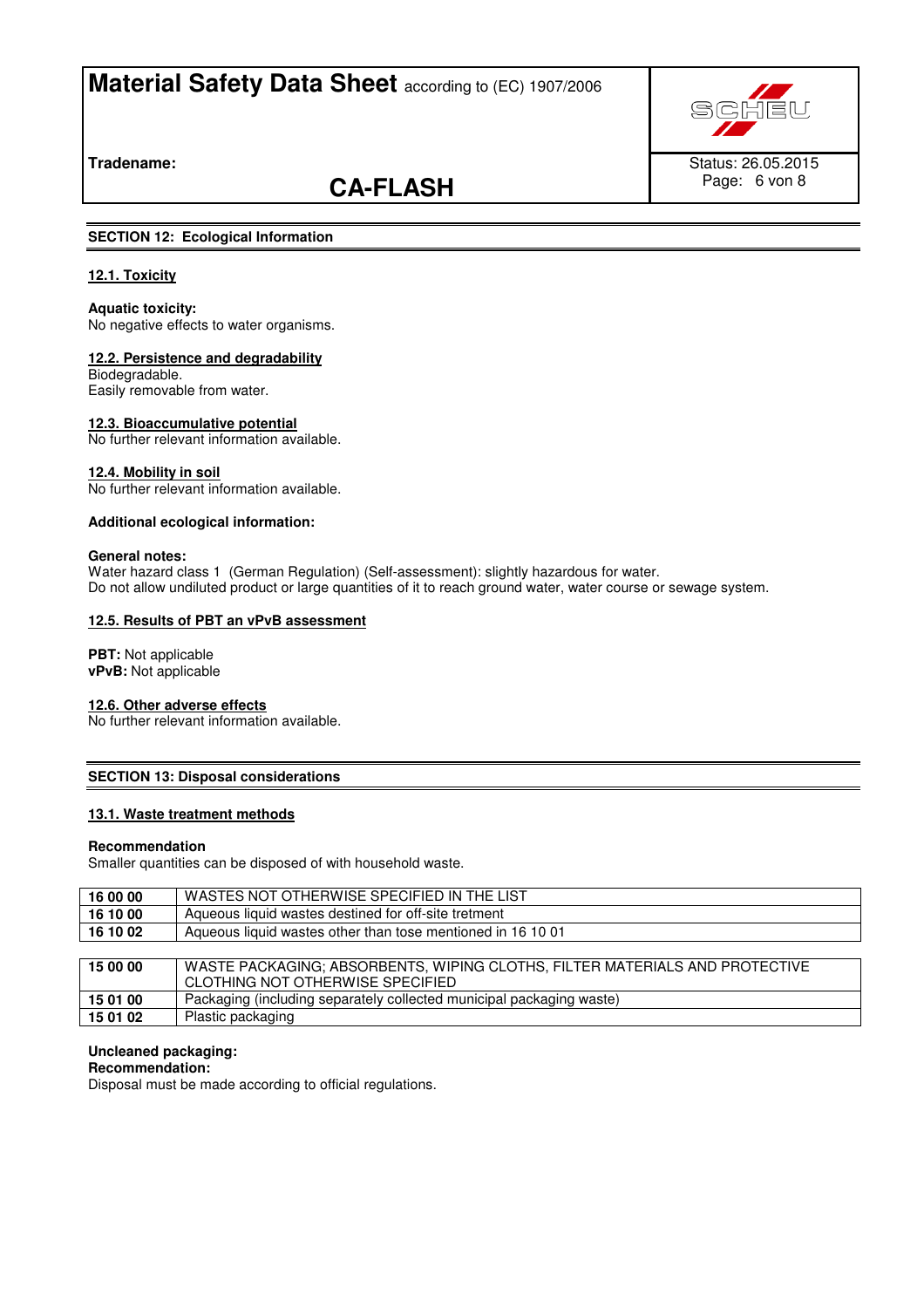## SECTION 12: Ecological Information

### 12.1. Toxicity

**Aquatic toxicity:**
No negative effects to water organisms.

### 12.2. Persistence and degradability

Biodegradable.
Easily removable from water.

### 12.3. Bioaccumulative potential

No further relevant information available.

### 12.4. Mobility in soil

No further relevant information available.

**Additional ecological information:**

**General notes:**
Water hazard class 1 (German Regulation) (Self-assessment): slightly hazardous for water.
Do not allow undiluted product or large quantities of it to reach ground water, water course or sewage system.

### 12.5. Results of PBT an vPvB assessment

**PBT:** Not applicable
**vPvB:** Not applicable

### 12.6. Other adverse effects

No further relevant information available.

## SECTION 13: Disposal considerations

### 13.1. Waste treatment methods

**Recommendation**
Smaller quantities can be disposed of with household waste.

| | |
|---|---|
| **16 00 00** | WASTES NOT OTHERWISE SPECIFIED IN THE LIST |
| **16 10 00** | Aqueous liquid wastes destined for off-site tretment |
| **16 10 02** | Aqueous liquid wastes other than tose mentioned in 16 10 01 |

| | |
|---|---|
| **15 00 00** | WASTE PACKAGING; ABSORBENTS, WIPING CLOTHS, FILTER MATERIALS AND PROTECTIVE CLOTHING NOT OTHERWISE SPECIFIED |
| **15 01 00** | Packaging (including separately collected municipal packaging waste) |
| **15 01 02** | Plastic packaging |

**Uncleaned packaging:**
**Recommendation:**
Disposal must be made according to official regulations.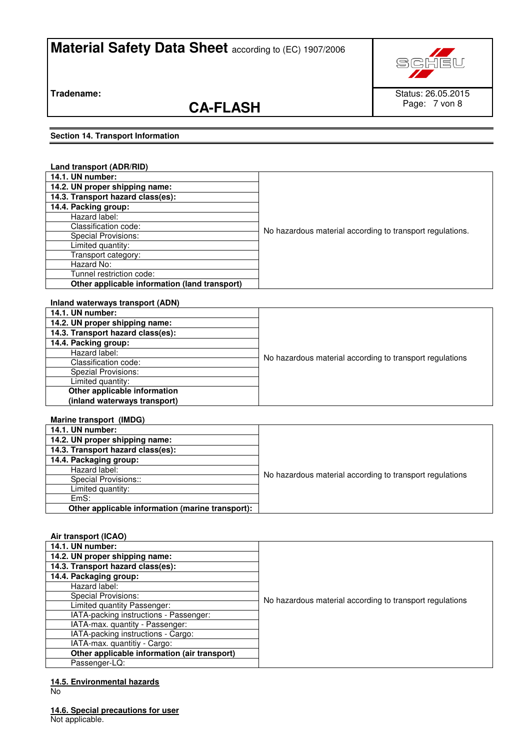## Section 14. Transport Information

**Land transport (ADR/RID)**

| | |
|---|---|
| **14.1. UN number:** | No hazardous material according to transport regulations. |
| **14.2. UN proper shipping name:** | |
| **14.3. Transport hazard class(es):** | |
| **14.4. Packing group:** | |
| Hazard label: | |
| Classification code: | |
| Special Provisions: | |
| Limited quantity: | |
| Transport category: | |
| Hazard No: | |
| Tunnel restriction code: | |
| **Other applicable information (land transport)** | |

**Inland waterways transport (ADN)**

| | |
|---|---|
| **14.1. UN number:** | No hazardous material according to transport regulations |
| **14.2. UN proper shipping name:** | |
| **14.3. Transport hazard class(es):** | |
| **14.4. Packing group:** | |
| Hazard label: | |
| Classification code: | |
| Spezial Provisions: | |
| Limited quantity: | |
| **Other applicable information (inland waterways transport)** | |

**Marine transport (IMDG)**

| | |
|---|---|
| **14.1. UN number:** | No hazardous material according to transport regulations |
| **14.2. UN proper shipping name:** | |
| **14.3. Transport hazard class(es):** | |
| **14.4. Packaging group:** | |
| Hazard label: | |
| Special Provisions:: | |
| Limited quantity: | |
| EmS: | |
| **Other applicable information (marine transport):** | |

**Air transport (ICAO)**

| | |
|---|---|
| **14.1. UN number:** | No hazardous material according to transport regulations |
| **14.2. UN proper shipping name:** | |
| **14.3. Transport hazard class(es):** | |
| **14.4. Packaging group:** | |
| Hazard label: | |
| Special Provisions: | |
| Limited quantity Passenger: | |
| IATA-packing instructions - Passenger: | |
| IATA-max. quantity - Passenger: | |
| IATA-packing instructions - Cargo: | |
| IATA-max. quantitiy - Cargo: | |
| **Other applicable information (air transport)** | |
| Passenger-LQ: | |

### 14.5. Environmental hazards

No

### 14.6. Special precautions for user

Not applicable.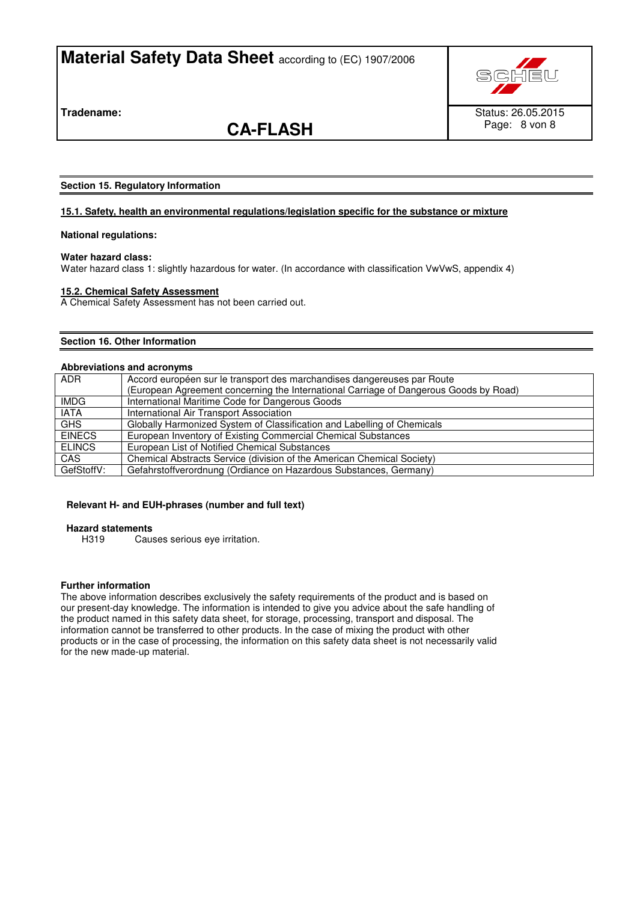## Section 15. Regulatory Information

### 15.1. Safety, health an environmental regulations/legislation specific for the substance or mixture

**National regulations:**

**Water hazard class:**
Water hazard class 1: slightly hazardous for water. (In accordance with classification VwVwS, appendix 4)

### 15.2. Chemical Safety Assessment

A Chemical Safety Assessment has not been carried out.

## Section 16. Other Information

**Abbreviations and acronyms**

| | |
|---|---|
| ADR | Accord européen sur le transport des marchandises dangereuses par Route (European Agreement concerning the International Carriage of Dangerous Goods by Road) |
| IMDG | International Maritime Code for Dangerous Goods |
| IATA | International Air Transport Association |
| GHS | Globally Harmonized System of Classification and Labelling of Chemicals |
| EINECS | European Inventory of Existing Commercial Chemical Substances |
| ELINCS | European List of Notified Chemical Substances |
| CAS | Chemical Abstracts Service (division of the American Chemical Society) |
| GefStoffV: | Gefahrstoffverordnung (Ordiance on Hazardous Substances, Germany) |

**Relevant H- and EUH-phrases (number and full text)**

**Hazard statements**

H319 Causes serious eye irritation.

**Further information**

The above information describes exclusively the safety requirements of the product and is based on our present-day knowledge. The information is intended to give you advice about the safe handling of the product named in this safety data sheet, for storage, processing, transport and disposal. The information cannot be transferred to other products. In the case of mixing the product with other products or in the case of processing, the information on this safety data sheet is not necessarily valid for the new made-up material.